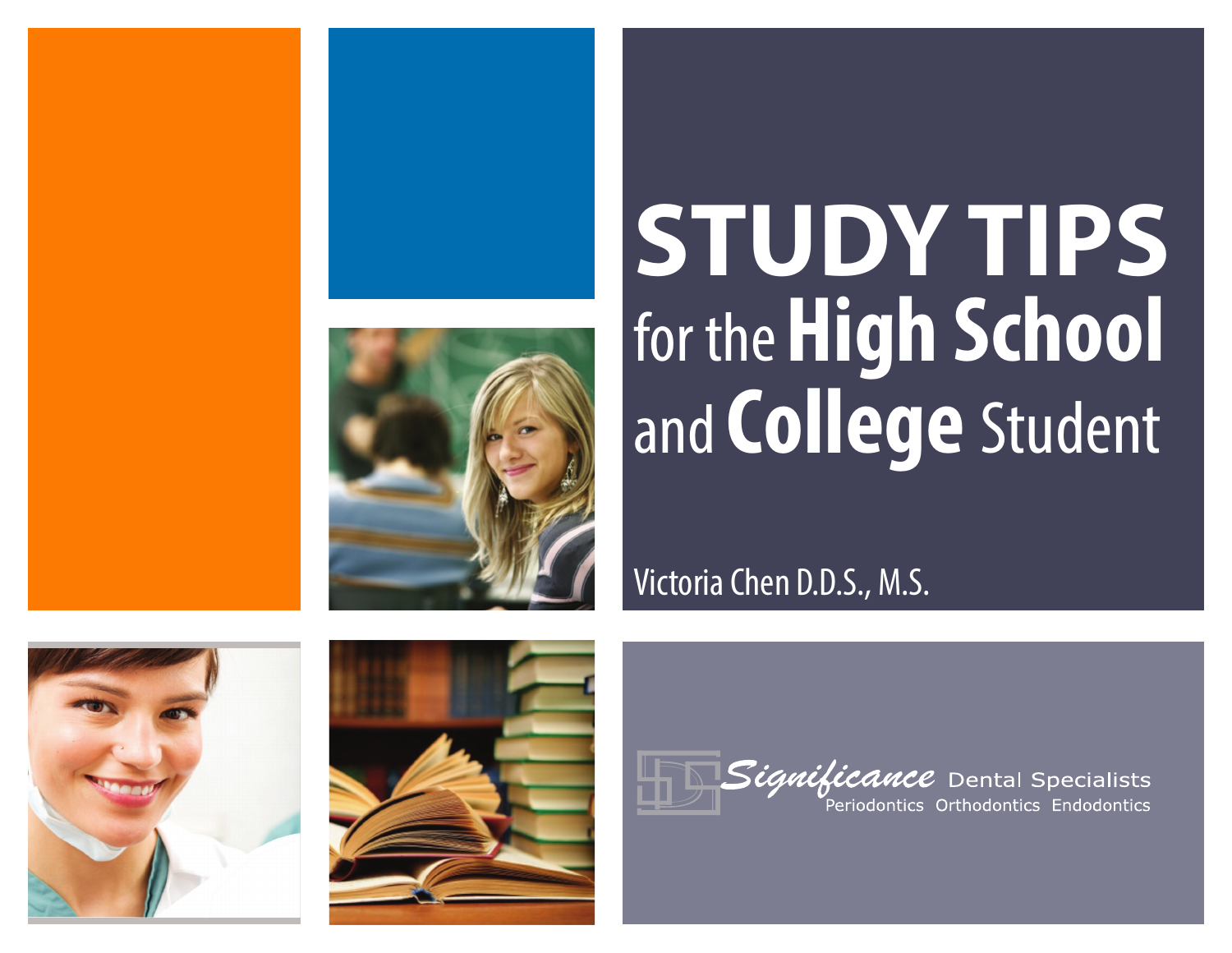# STUDY TIPS for the High School and College Student

Victoria Chen D.D.S., M.S.

Significance Dental Specialists

Periodontics Orthodontics Endodontics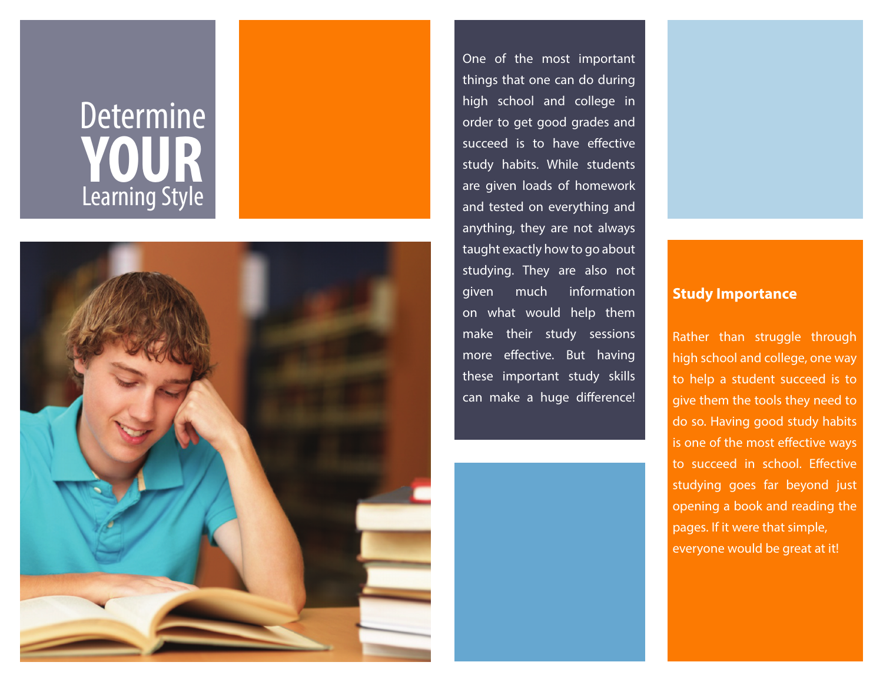# Determine YOUR Learning Style

One of the most important things that one can do during high school and college in order to get good grades and succeed is to have effective study habits. While students are given loads of homework and tested on everything and anything, they are not always taught exactly how to go about studying. They are also not given much information on what would help them make their study sessions more effective. But having these important study skills can make a huge difference!

## Study Importance

Rather than struggle through high school and college, one way to help a student succeed is to give them the tools they need to do so. Having good study habits is one of the most effective ways to succeed in school. Effective studying goes far beyond just opening a book and reading the pages. If it were that simple, everyone would be great at it!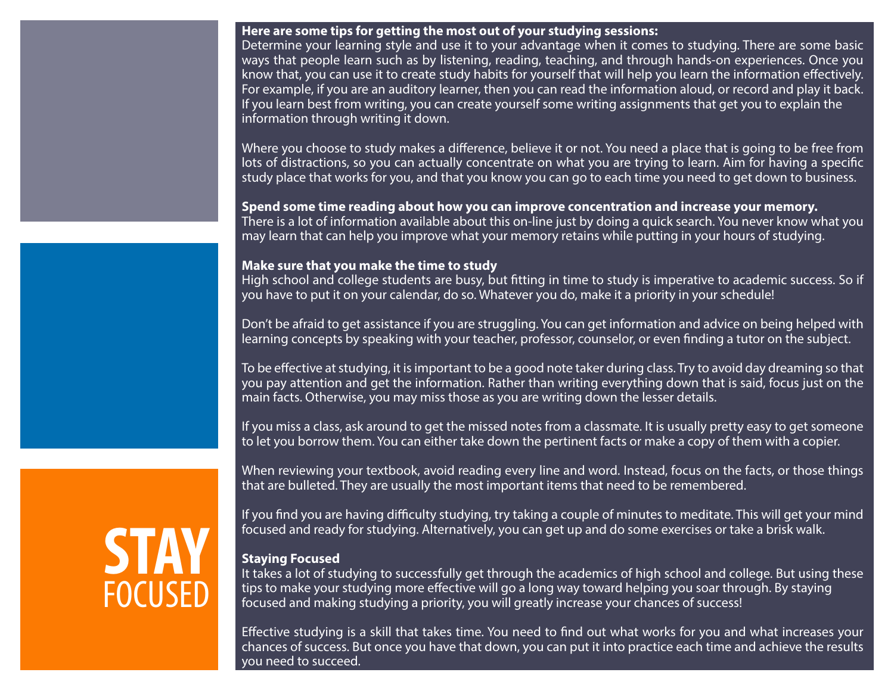# STAY FOCUSED

**Here are some tips for getting the most out of your studying sessions:**
Determine your learning style and use it to your advantage when it comes to studying. There are some basic ways that people learn such as by listening, reading, teaching, and through hands-on experiences. Once you know that, you can use it to create study habits for yourself that will help you learn the information effectively. For example, if you are an auditory learner, then you can read the information aloud, or record and play it back. If you learn best from writing, you can create yourself some writing assignments that get you to explain the information through writing it down.

Where you choose to study makes a difference, believe it or not. You need a place that is going to be free from lots of distractions, so you can actually concentrate on what you are trying to learn. Aim for having a specific study place that works for you, and that you know you can go to each time you need to get down to business.

**Spend some time reading about how you can improve concentration and increase your memory.**
There is a lot of information available about this on-line just by doing a quick search. You never know what you may learn that can help you improve what your memory retains while putting in your hours of studying.

**Make sure that you make the time to study**
High school and college students are busy, but fitting in time to study is imperative to academic success. So if you have to put it on your calendar, do so. Whatever you do, make it a priority in your schedule!

Don't be afraid to get assistance if you are struggling. You can get information and advice on being helped with learning concepts by speaking with your teacher, professor, counselor, or even finding a tutor on the subject.

To be effective at studying, it is important to be a good note taker during class. Try to avoid day dreaming so that you pay attention and get the information. Rather than writing everything down that is said, focus just on the main facts. Otherwise, you may miss those as you are writing down the lesser details.

If you miss a class, ask around to get the missed notes from a classmate. It is usually pretty easy to get someone to let you borrow them. You can either take down the pertinent facts or make a copy of them with a copier.

When reviewing your textbook, avoid reading every line and word. Instead, focus on the facts, or those things that are bulleted. They are usually the most important items that need to be remembered.

If you find you are having difficulty studying, try taking a couple of minutes to meditate. This will get your mind focused and ready for studying. Alternatively, you can get up and do some exercises or take a brisk walk.

**Staying Focused**
It takes a lot of studying to successfully get through the academics of high school and college. But using these tips to make your studying more effective will go a long way toward helping you soar through. By staying focused and making studying a priority, you will greatly increase your chances of success!

Effective studying is a skill that takes time. You need to find out what works for you and what increases your chances of success. But once you have that down, you can put it into practice each time and achieve the results you need to succeed.